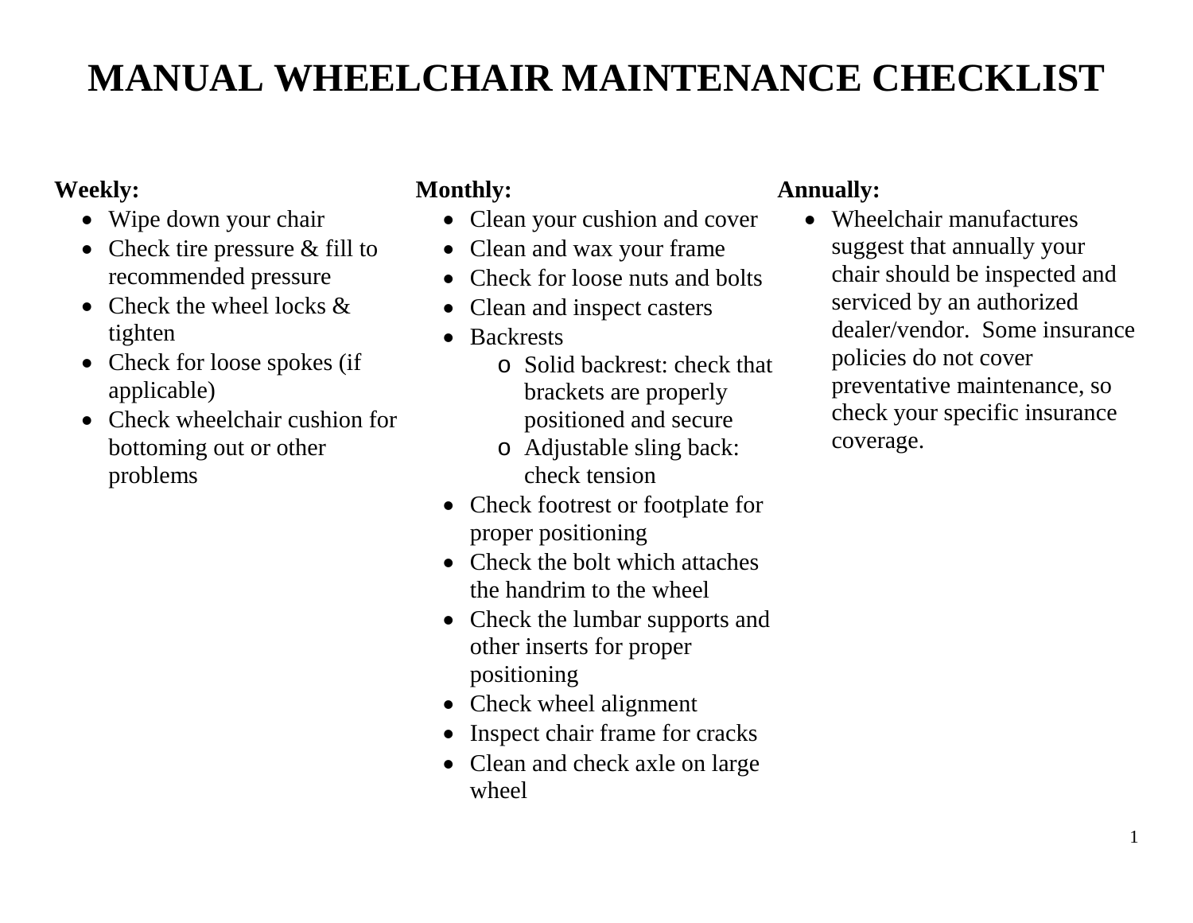# MANUAL WHEELCHAIR MAINTENANCE CHECKLIST

**Weekly:**

- Wipe down your chair
- Check tire pressure & fill to recommended pressure
- Check the wheel locks & tighten
- Check for loose spokes (if applicable)
- Check wheelchair cushion for bottoming out or other problems

**Monthly:**

- Clean your cushion and cover
- Clean and wax your frame
- Check for loose nuts and bolts
- Clean and inspect casters
- Backrests
  - Solid backrest: check that brackets are properly positioned and secure
  - Adjustable sling back: check tension
- Check footrest or footplate for proper positioning
- Check the bolt which attaches the handrim to the wheel
- Check the lumbar supports and other inserts for proper positioning
- Check wheel alignment
- Inspect chair frame for cracks
- Clean and check axle on large wheel

**Annually:**

- Wheelchair manufactures suggest that annually your chair should be inspected and serviced by an authorized dealer/vendor. Some insurance policies do not cover preventative maintenance, so check your specific insurance coverage.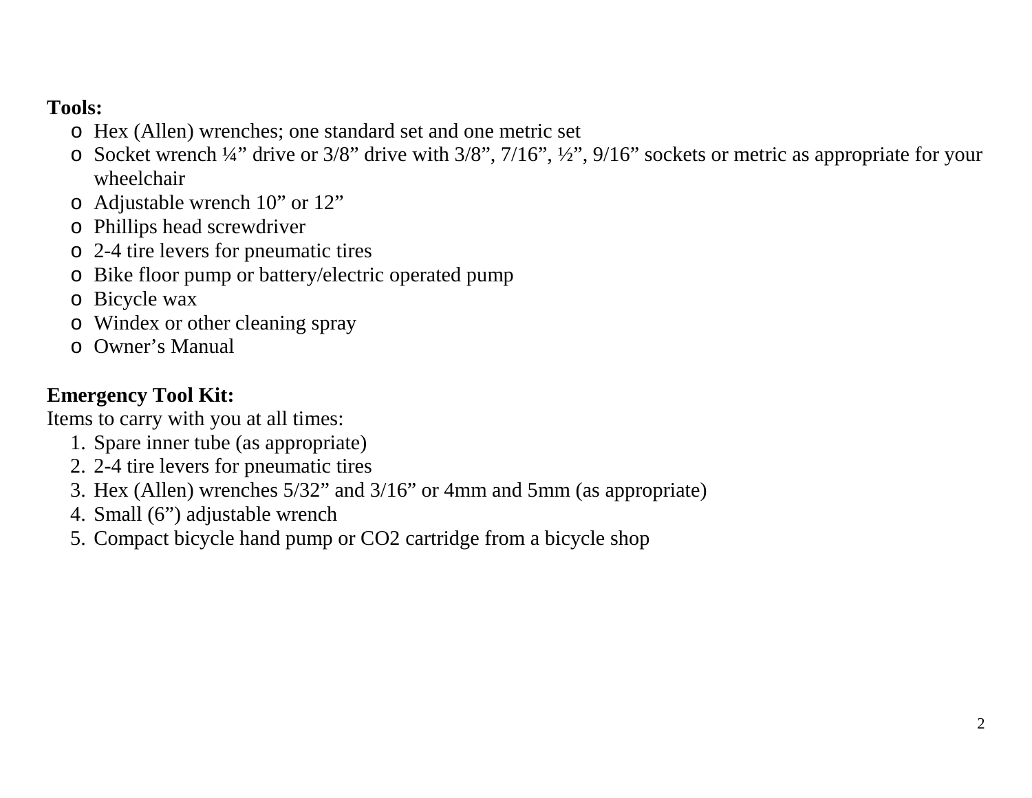**Tools:**

- Hex (Allen) wrenches; one standard set and one metric set
- Socket wrench ¼” drive or 3/8” drive with 3/8”, 7/16”, ½”, 9/16” sockets or metric as appropriate for your wheelchair
- Adjustable wrench 10” or 12”
- Phillips head screwdriver
- 2-4 tire levers for pneumatic tires
- Bike floor pump or battery/electric operated pump
- Bicycle wax
- Windex or other cleaning spray
- Owner’s Manual

**Emergency Tool Kit:**

Items to carry with you at all times:

1. Spare inner tube (as appropriate)
2. 2-4 tire levers for pneumatic tires
3. Hex (Allen) wrenches 5/32” and 3/16” or 4mm and 5mm (as appropriate)
4. Small (6”) adjustable wrench
5. Compact bicycle hand pump or CO2 cartridge from a bicycle shop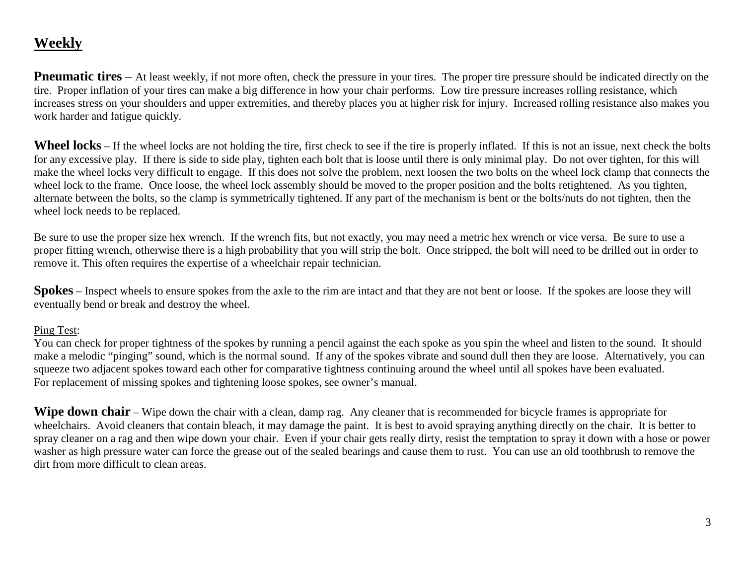## Weekly

**Pneumatic tires** – At least weekly, if not more often, check the pressure in your tires. The proper tire pressure should be indicated directly on the tire. Proper inflation of your tires can make a big difference in how your chair performs. Low tire pressure increases rolling resistance, which increases stress on your shoulders and upper extremities, and thereby places you at higher risk for injury. Increased rolling resistance also makes you work harder and fatigue quickly.

**Wheel locks** – If the wheel locks are not holding the tire, first check to see if the tire is properly inflated. If this is not an issue, next check the bolts for any excessive play. If there is side to side play, tighten each bolt that is loose until there is only minimal play. Do not over tighten, for this will make the wheel locks very difficult to engage. If this does not solve the problem, next loosen the two bolts on the wheel lock clamp that connects the wheel lock to the frame. Once loose, the wheel lock assembly should be moved to the proper position and the bolts retightened. As you tighten, alternate between the bolts, so the clamp is symmetrically tightened. If any part of the mechanism is bent or the bolts/nuts do not tighten, then the wheel lock needs to be replaced.

Be sure to use the proper size hex wrench. If the wrench fits, but not exactly, you may need a metric hex wrench or vice versa. Be sure to use a proper fitting wrench, otherwise there is a high probability that you will strip the bolt. Once stripped, the bolt will need to be drilled out in order to remove it. This often requires the expertise of a wheelchair repair technician.

**Spokes** – Inspect wheels to ensure spokes from the axle to the rim are intact and that they are not bent or loose. If the spokes are loose they will eventually bend or break and destroy the wheel.

<u>Ping Test</u>:
You can check for proper tightness of the spokes by running a pencil against the each spoke as you spin the wheel and listen to the sound. It should make a melodic "pinging" sound, which is the normal sound. If any of the spokes vibrate and sound dull then they are loose. Alternatively, you can squeeze two adjacent spokes toward each other for comparative tightness continuing around the wheel until all spokes have been evaluated.
For replacement of missing spokes and tightening loose spokes, see owner's manual.

**Wipe down chair** – Wipe down the chair with a clean, damp rag. Any cleaner that is recommended for bicycle frames is appropriate for wheelchairs. Avoid cleaners that contain bleach, it may damage the paint. It is best to avoid spraying anything directly on the chair. It is better to spray cleaner on a rag and then wipe down your chair. Even if your chair gets really dirty, resist the temptation to spray it down with a hose or power washer as high pressure water can force the grease out of the sealed bearings and cause them to rust. You can use an old toothbrush to remove the dirt from more difficult to clean areas.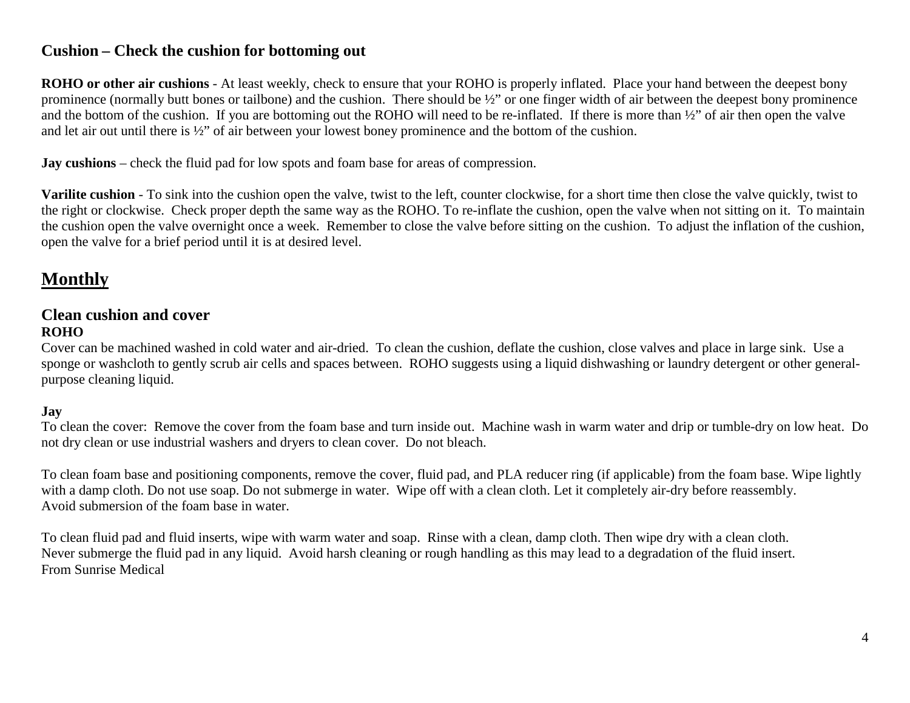### Cushion – Check the cushion for bottoming out

**ROHO or other air cushions** - At least weekly, check to ensure that your ROHO is properly inflated. Place your hand between the deepest bony prominence (normally butt bones or tailbone) and the cushion. There should be ½" or one finger width of air between the deepest bony prominence and the bottom of the cushion. If you are bottoming out the ROHO will need to be re-inflated. If there is more than ½" of air then open the valve and let air out until there is ½" of air between your lowest boney prominence and the bottom of the cushion.

**Jay cushions** – check the fluid pad for low spots and foam base for areas of compression.

**Varilite cushion** - To sink into the cushion open the valve, twist to the left, counter clockwise, for a short time then close the valve quickly, twist to the right or clockwise. Check proper depth the same way as the ROHO. To re-inflate the cushion, open the valve when not sitting on it. To maintain the cushion open the valve overnight once a week. Remember to close the valve before sitting on the cushion. To adjust the inflation of the cushion, open the valve for a brief period until it is at desired level.

## Monthly

### Clean cushion and cover

**ROHO**

Cover can be machined washed in cold water and air-dried. To clean the cushion, deflate the cushion, close valves and place in large sink. Use a sponge or washcloth to gently scrub air cells and spaces between. ROHO suggests using a liquid dishwashing or laundry detergent or other general-purpose cleaning liquid.

**Jay**

To clean the cover: Remove the cover from the foam base and turn inside out. Machine wash in warm water and drip or tumble-dry on low heat. Do not dry clean or use industrial washers and dryers to clean cover. Do not bleach.

To clean foam base and positioning components, remove the cover, fluid pad, and PLA reducer ring (if applicable) from the foam base. Wipe lightly with a damp cloth. Do not use soap. Do not submerge in water. Wipe off with a clean cloth. Let it completely air-dry before reassembly.
Avoid submersion of the foam base in water.

To clean fluid pad and fluid inserts, wipe with warm water and soap. Rinse with a clean, damp cloth. Then wipe dry with a clean cloth.
Never submerge the fluid pad in any liquid. Avoid harsh cleaning or rough handling as this may lead to a degradation of the fluid insert.
From Sunrise Medical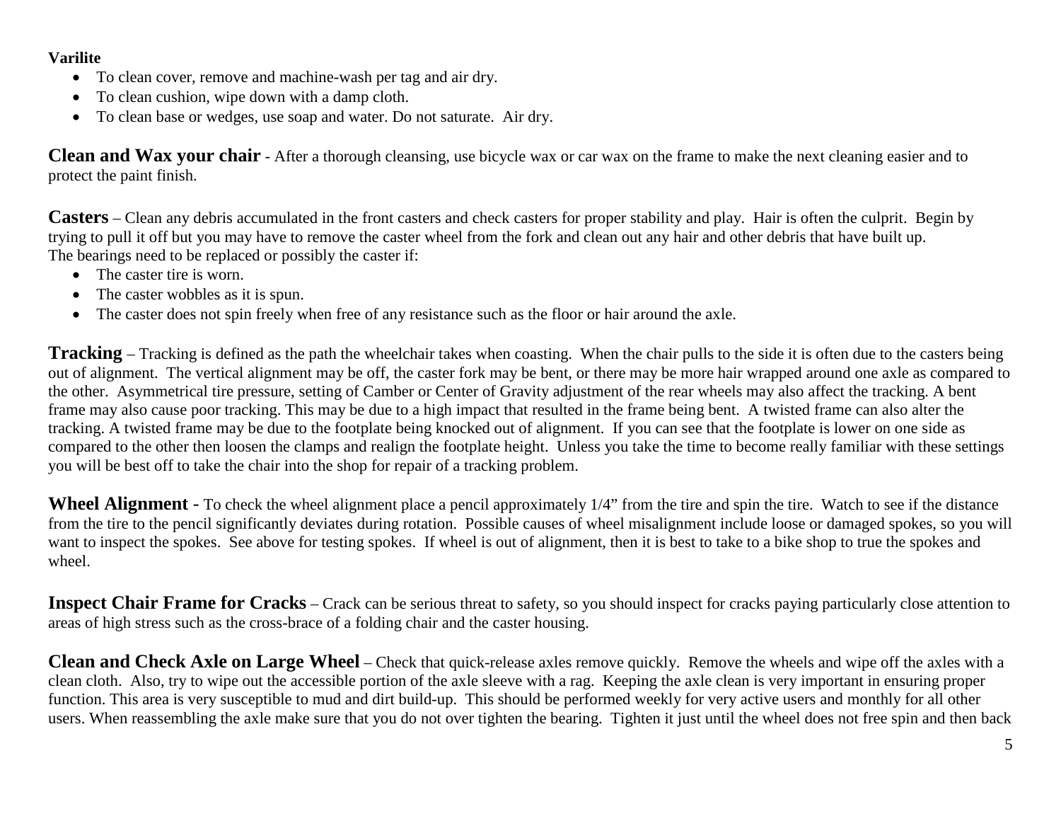**Varilite**

- To clean cover, remove and machine-wash per tag and air dry.
- To clean cushion, wipe down with a damp cloth.
- To clean base or wedges, use soap and water. Do not saturate. Air dry.

**Clean and Wax your chair** - After a thorough cleansing, use bicycle wax or car wax on the frame to make the next cleaning easier and to protect the paint finish.

**Casters** – Clean any debris accumulated in the front casters and check casters for proper stability and play. Hair is often the culprit. Begin by trying to pull it off but you may have to remove the caster wheel from the fork and clean out any hair and other debris that have built up.
The bearings need to be replaced or possibly the caster if:

- The caster tire is worn.
- The caster wobbles as it is spun.
- The caster does not spin freely when free of any resistance such as the floor or hair around the axle.

**Tracking** – Tracking is defined as the path the wheelchair takes when coasting. When the chair pulls to the side it is often due to the casters being out of alignment. The vertical alignment may be off, the caster fork may be bent, or there may be more hair wrapped around one axle as compared to the other. Asymmetrical tire pressure, setting of Camber or Center of Gravity adjustment of the rear wheels may also affect the tracking. A bent frame may also cause poor tracking. This may be due to a high impact that resulted in the frame being bent. A twisted frame can also alter the tracking. A twisted frame may be due to the footplate being knocked out of alignment. If you can see that the footplate is lower on one side as compared to the other then loosen the clamps and realign the footplate height. Unless you take the time to become really familiar with these settings you will be best off to take the chair into the shop for repair of a tracking problem.

**Wheel Alignment** - To check the wheel alignment place a pencil approximately 1/4" from the tire and spin the tire. Watch to see if the distance from the tire to the pencil significantly deviates during rotation. Possible causes of wheel misalignment include loose or damaged spokes, so you will want to inspect the spokes. See above for testing spokes. If wheel is out of alignment, then it is best to take to a bike shop to true the spokes and wheel.

**Inspect Chair Frame for Cracks** – Crack can be serious threat to safety, so you should inspect for cracks paying particularly close attention to areas of high stress such as the cross-brace of a folding chair and the caster housing.

**Clean and Check Axle on Large Wheel** – Check that quick-release axles remove quickly. Remove the wheels and wipe off the axles with a clean cloth. Also, try to wipe out the accessible portion of the axle sleeve with a rag. Keeping the axle clean is very important in ensuring proper function. This area is very susceptible to mud and dirt build-up. This should be performed weekly for very active users and monthly for all other users. When reassembling the axle make sure that you do not over tighten the bearing. Tighten it just until the wheel does not free spin and then back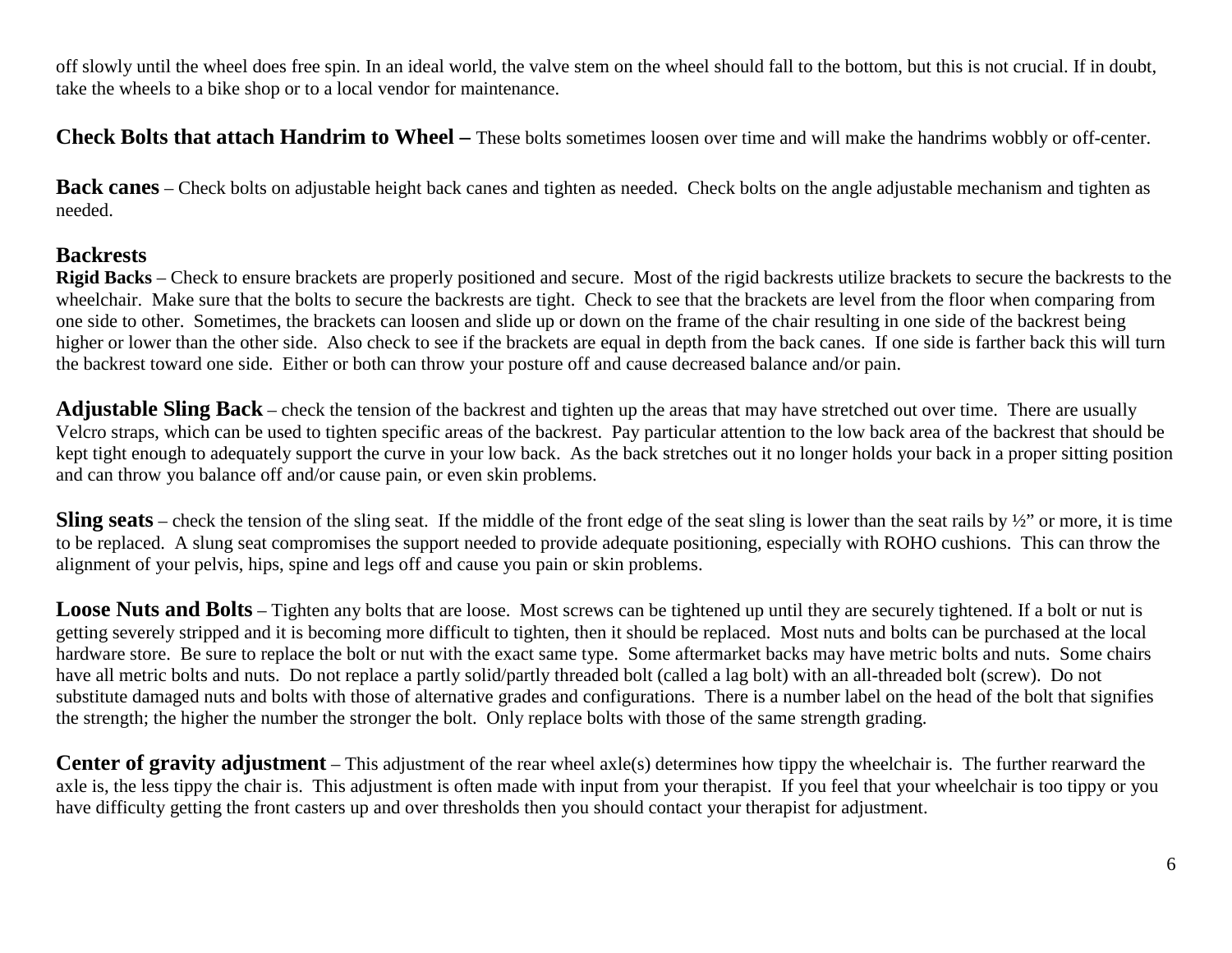off slowly until the wheel does free spin. In an ideal world, the valve stem on the wheel should fall to the bottom, but this is not crucial. If in doubt, take the wheels to a bike shop or to a local vendor for maintenance.

**Check Bolts that attach Handrim to Wheel –** These bolts sometimes loosen over time and will make the handrims wobbly or off-center.

**Back canes** – Check bolts on adjustable height back canes and tighten as needed. Check bolts on the angle adjustable mechanism and tighten as needed.

### Backrests

**Rigid Backs** – Check to ensure brackets are properly positioned and secure. Most of the rigid backrests utilize brackets to secure the backrests to the wheelchair. Make sure that the bolts to secure the backrests are tight. Check to see that the brackets are level from the floor when comparing from one side to other. Sometimes, the brackets can loosen and slide up or down on the frame of the chair resulting in one side of the backrest being higher or lower than the other side. Also check to see if the brackets are equal in depth from the back canes. If one side is farther back this will turn the backrest toward one side. Either or both can throw your posture off and cause decreased balance and/or pain.

**Adjustable Sling Back** – check the tension of the backrest and tighten up the areas that may have stretched out over time. There are usually Velcro straps, which can be used to tighten specific areas of the backrest. Pay particular attention to the low back area of the backrest that should be kept tight enough to adequately support the curve in your low back. As the back stretches out it no longer holds your back in a proper sitting position and can throw you balance off and/or cause pain, or even skin problems.

**Sling seats** – check the tension of the sling seat. If the middle of the front edge of the seat sling is lower than the seat rails by ½" or more, it is time to be replaced. A slung seat compromises the support needed to provide adequate positioning, especially with ROHO cushions. This can throw the alignment of your pelvis, hips, spine and legs off and cause you pain or skin problems.

**Loose Nuts and Bolts** – Tighten any bolts that are loose. Most screws can be tightened up until they are securely tightened. If a bolt or nut is getting severely stripped and it is becoming more difficult to tighten, then it should be replaced. Most nuts and bolts can be purchased at the local hardware store. Be sure to replace the bolt or nut with the exact same type. Some aftermarket backs may have metric bolts and nuts. Some chairs have all metric bolts and nuts. Do not replace a partly solid/partly threaded bolt (called a lag bolt) with an all-threaded bolt (screw). Do not substitute damaged nuts and bolts with those of alternative grades and configurations. There is a number label on the head of the bolt that signifies the strength; the higher the number the stronger the bolt. Only replace bolts with those of the same strength grading.

**Center of gravity adjustment** – This adjustment of the rear wheel axle(s) determines how tippy the wheelchair is. The further rearward the axle is, the less tippy the chair is. This adjustment is often made with input from your therapist. If you feel that your wheelchair is too tippy or you have difficulty getting the front casters up and over thresholds then you should contact your therapist for adjustment.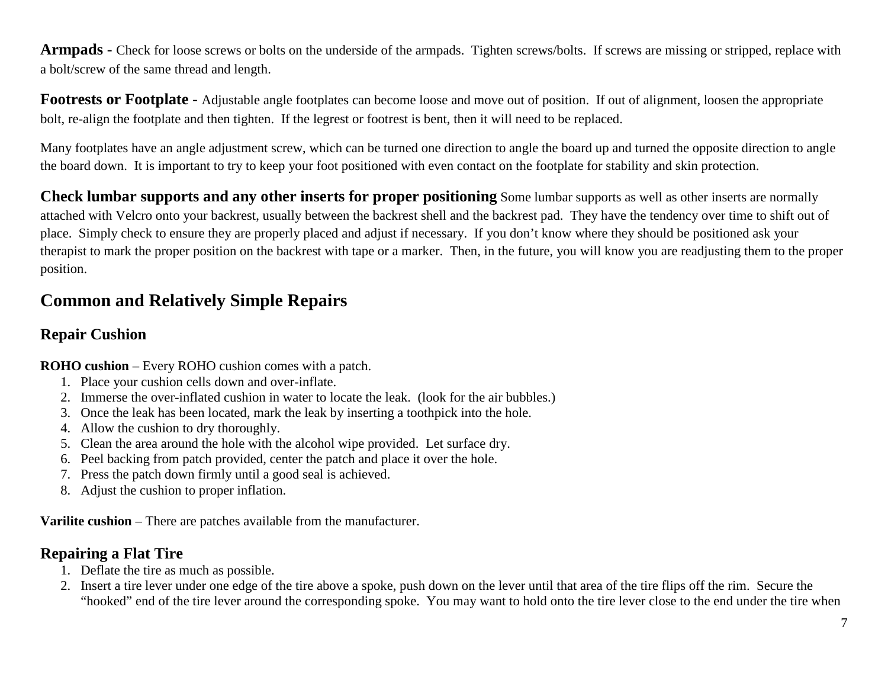**Armpads** - Check for loose screws or bolts on the underside of the armpads. Tighten screws/bolts. If screws are missing or stripped, replace with a bolt/screw of the same thread and length.

**Footrests or Footplate** - Adjustable angle footplates can become loose and move out of position. If out of alignment, loosen the appropriate bolt, re-align the footplate and then tighten. If the legrest or footrest is bent, then it will need to be replaced.

Many footplates have an angle adjustment screw, which can be turned one direction to angle the board up and turned the opposite direction to angle the board down. It is important to try to keep your foot positioned with even contact on the footplate for stability and skin protection.

**Check lumbar supports and any other inserts for proper positioning** Some lumbar supports as well as other inserts are normally attached with Velcro onto your backrest, usually between the backrest shell and the backrest pad. They have the tendency over time to shift out of place. Simply check to ensure they are properly placed and adjust if necessary. If you don't know where they should be positioned ask your therapist to mark the proper position on the backrest with tape or a marker. Then, in the future, you will know you are readjusting them to the proper position.

## Common and Relatively Simple Repairs

### Repair Cushion

**ROHO cushion** – Every ROHO cushion comes with a patch.

1. Place your cushion cells down and over-inflate.
2. Immerse the over-inflated cushion in water to locate the leak. (look for the air bubbles.)
3. Once the leak has been located, mark the leak by inserting a toothpick into the hole.
4. Allow the cushion to dry thoroughly.
5. Clean the area around the hole with the alcohol wipe provided. Let surface dry.
6. Peel backing from patch provided, center the patch and place it over the hole.
7. Press the patch down firmly until a good seal is achieved.
8. Adjust the cushion to proper inflation.

**Varilite cushion** – There are patches available from the manufacturer.

### Repairing a Flat Tire

1. Deflate the tire as much as possible.
2. Insert a tire lever under one edge of the tire above a spoke, push down on the lever until that area of the tire flips off the rim. Secure the "hooked" end of the tire lever around the corresponding spoke. You may want to hold onto the tire lever close to the end under the tire when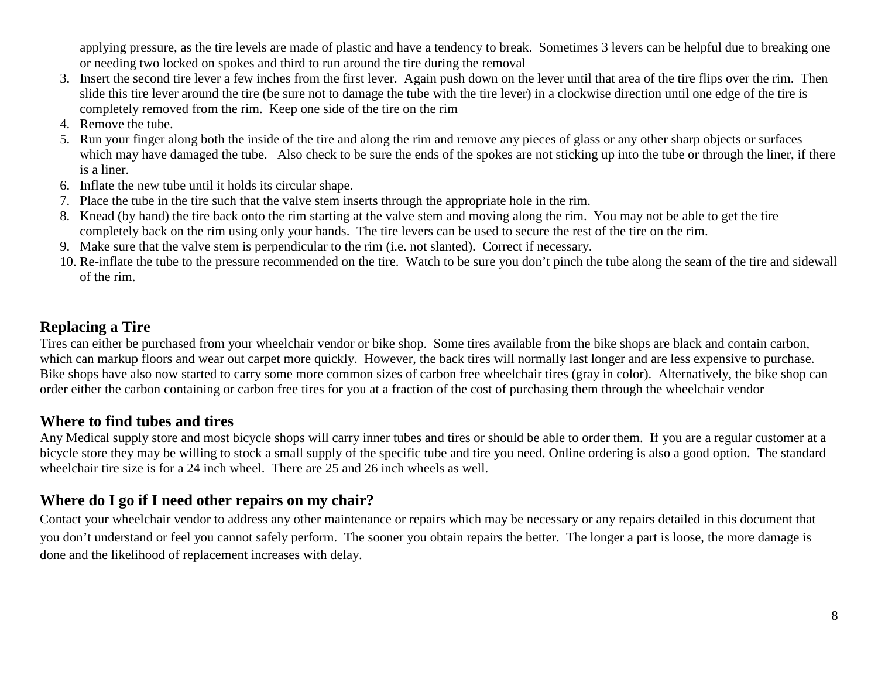applying pressure, as the tire levels are made of plastic and have a tendency to break. Sometimes 3 levers can be helpful due to breaking one or needing two locked on spokes and third to run around the tire during the removal

3. Insert the second tire lever a few inches from the first lever. Again push down on the lever until that area of the tire flips over the rim. Then slide this tire lever around the tire (be sure not to damage the tube with the tire lever) in a clockwise direction until one edge of the tire is completely removed from the rim. Keep one side of the tire on the rim
4. Remove the tube.
5. Run your finger along both the inside of the tire and along the rim and remove any pieces of glass or any other sharp objects or surfaces which may have damaged the tube. Also check to be sure the ends of the spokes are not sticking up into the tube or through the liner, if there is a liner.
6. Inflate the new tube until it holds its circular shape.
7. Place the tube in the tire such that the valve stem inserts through the appropriate hole in the rim.
8. Knead (by hand) the tire back onto the rim starting at the valve stem and moving along the rim. You may not be able to get the tire completely back on the rim using only your hands. The tire levers can be used to secure the rest of the tire on the rim.
9. Make sure that the valve stem is perpendicular to the rim (i.e. not slanted). Correct if necessary.
10. Re-inflate the tube to the pressure recommended on the tire. Watch to be sure you don't pinch the tube along the seam of the tire and sidewall of the rim.

## Replacing a Tire

Tires can either be purchased from your wheelchair vendor or bike shop. Some tires available from the bike shops are black and contain carbon, which can markup floors and wear out carpet more quickly. However, the back tires will normally last longer and are less expensive to purchase. Bike shops have also now started to carry some more common sizes of carbon free wheelchair tires (gray in color). Alternatively, the bike shop can order either the carbon containing or carbon free tires for you at a fraction of the cost of purchasing them through the wheelchair vendor

## Where to find tubes and tires

Any Medical supply store and most bicycle shops will carry inner tubes and tires or should be able to order them. If you are a regular customer at a bicycle store they may be willing to stock a small supply of the specific tube and tire you need. Online ordering is also a good option. The standard wheelchair tire size is for a 24 inch wheel. There are 25 and 26 inch wheels as well.

## Where do I go if I need other repairs on my chair?

Contact your wheelchair vendor to address any other maintenance or repairs which may be necessary or any repairs detailed in this document that you don't understand or feel you cannot safely perform. The sooner you obtain repairs the better. The longer a part is loose, the more damage is done and the likelihood of replacement increases with delay.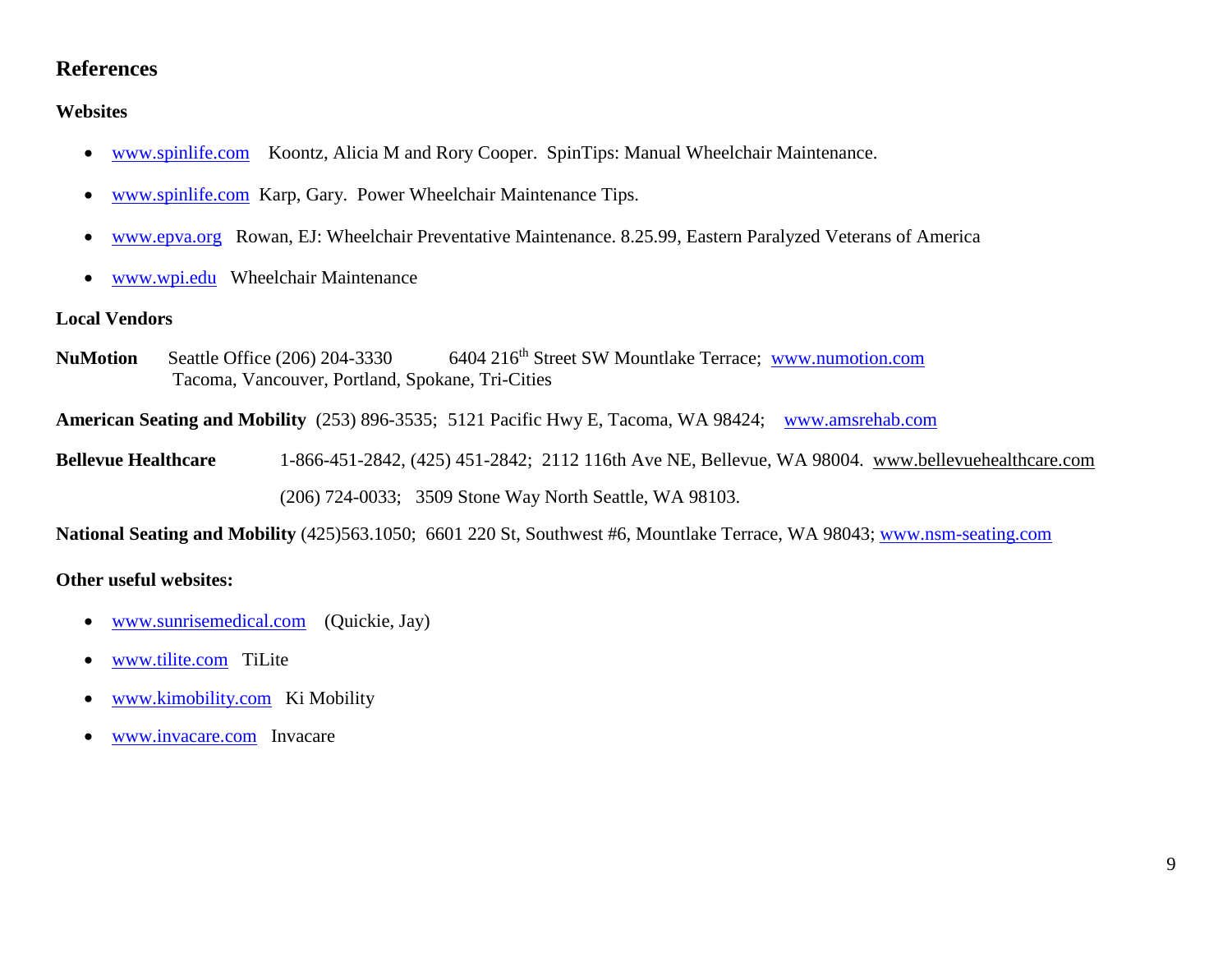## References

### Websites

- www.spinlife.com Koontz, Alicia M and Rory Cooper. SpinTips: Manual Wheelchair Maintenance.
- www.spinlife.com Karp, Gary. Power Wheelchair Maintenance Tips.
- www.epva.org Rowan, EJ: Wheelchair Preventative Maintenance. 8.25.99, Eastern Paralyzed Veterans of America
- www.wpi.edu Wheelchair Maintenance

### Local Vendors

**NuMotion** Seattle Office (206) 204-3330 6404 216th Street SW Mountlake Terrace; www.numotion.com
Tacoma, Vancouver, Portland, Spokane, Tri-Cities

**American Seating and Mobility** (253) 896-3535; 5121 Pacific Hwy E, Tacoma, WA 98424; www.amsrehab.com

**Bellevue Healthcare** 1-866-451-2842, (425) 451-2842; 2112 116th Ave NE, Bellevue, WA 98004. www.bellevuehealthcare.com
(206) 724-0033; 3509 Stone Way North Seattle, WA 98103.

**National Seating and Mobility** (425)563.1050; 6601 220 St, Southwest #6, Mountlake Terrace, WA 98043; www.nsm-seating.com

### Other useful websites:

- www.sunrisemedical.com (Quickie, Jay)
- www.tilite.com TiLite
- www.kimobility.com Ki Mobility
- www.invacare.com Invacare